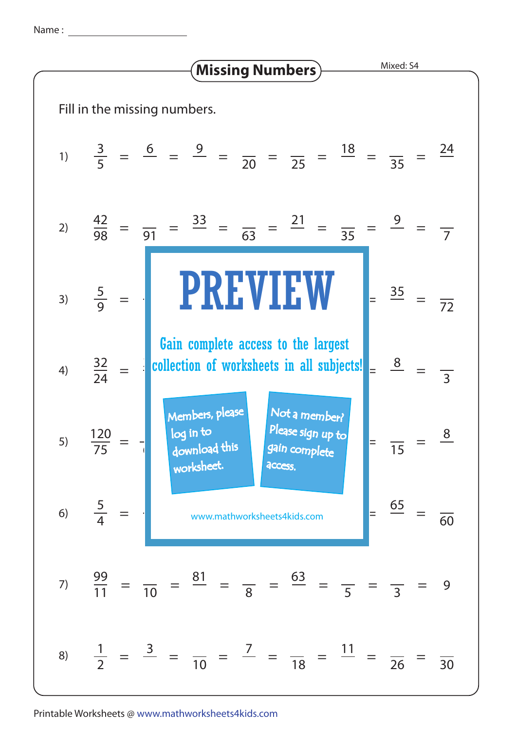Name : ______________________

## Missing Numbers

Mixed: S4

Fill in the missing numbers.

1) $\frac{3}{5} = \frac{6}{\quad} = \frac{9}{\quad} = \frac{\quad}{20} = \frac{\quad}{25} = \frac{18}{\quad} = \frac{\quad}{35} = \frac{24}{\quad}$

2) $\frac{42}{98} = \frac{\quad}{91} = \frac{33}{\quad} = \frac{\quad}{63} = \frac{21}{\quad} = \frac{\quad}{35} = \frac{9}{\quad} = \frac{\quad}{7}$

3) $\frac{5}{9} = \cdots = \frac{35}{\quad} = \frac{\quad}{72}$

4) $\frac{32}{24} = \cdots = \frac{8}{\quad} = \frac{\quad}{3}$

5) $\frac{120}{75} = \cdots = \frac{\quad}{15} = \frac{8}{\quad}$

6) $\frac{5}{4} = \cdots = \frac{65}{\quad} = \frac{\quad}{60}$

7) $\frac{99}{11} = \frac{\quad}{10} = \frac{81}{\quad} = \frac{\quad}{8} = \frac{63}{\quad} = \frac{\quad}{5} = \frac{\quad}{3} = 9$

8) $\frac{1}{2} = \frac{3}{\quad} = \frac{\quad}{10} = \frac{7}{\quad} = \frac{\quad}{18} = \frac{11}{\quad} = \frac{\quad}{26} = \frac{\quad}{30}$

**PREVIEW**

Gain complete access to the largest collection of worksheets in all subjects!

Members, please log in to download this worksheet.

Not a member? Please sign up to gain complete access.

www.mathworksheets4kids.com

Printable Worksheets @ www.mathworksheets4kids.com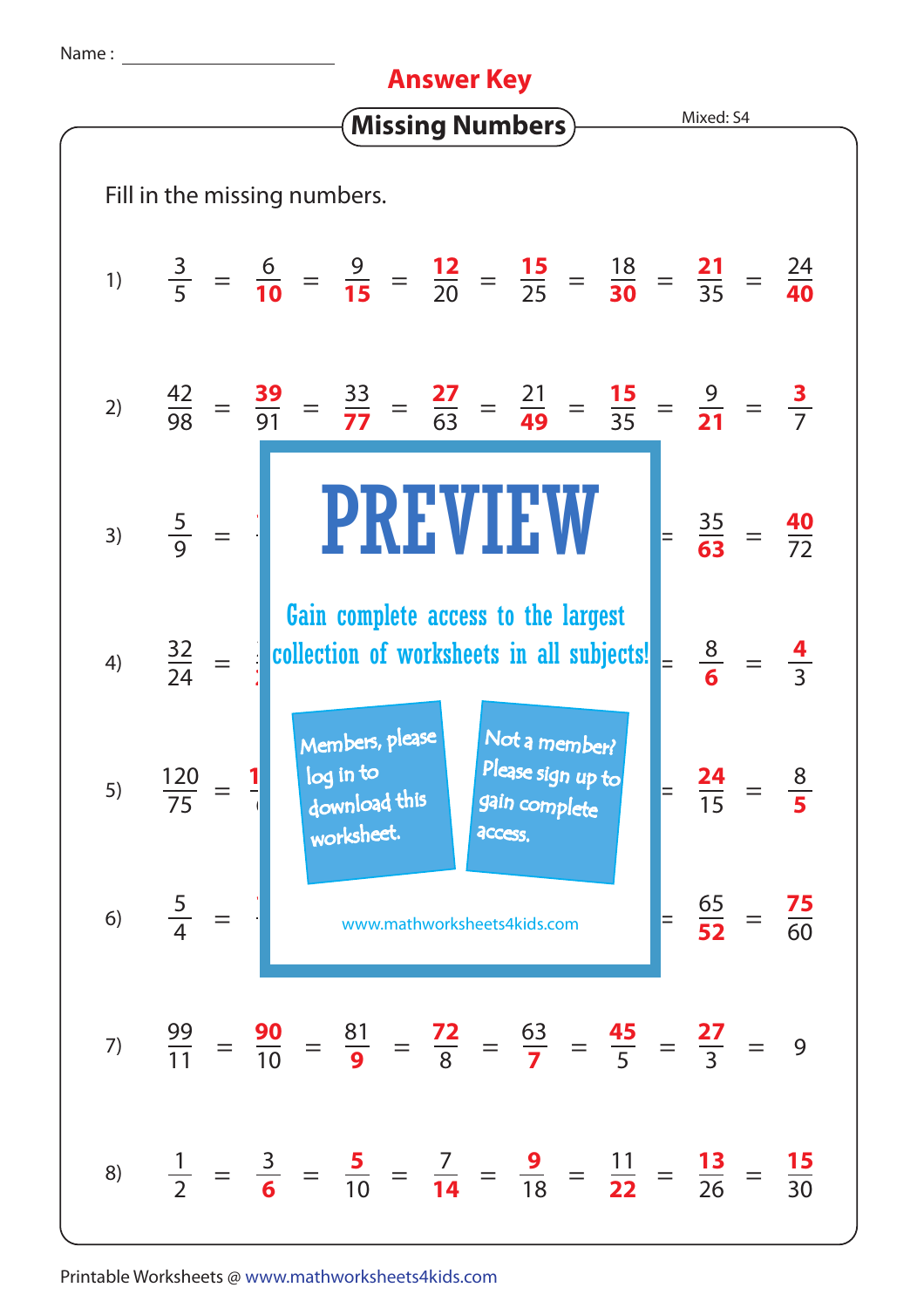Name : ____________________

# Answer Key

## Missing Numbers

Mixed: S4

Fill in the missing numbers.

1) $\frac{3}{5} = \frac{6}{10} = \frac{9}{15} = \frac{12}{20} = \frac{15}{25} = \frac{18}{30} = \frac{21}{35} = \frac{24}{40}$

2) $\frac{42}{98} = \frac{39}{91} = \frac{33}{77} = \frac{27}{63} = \frac{21}{49} = \frac{15}{35} = \frac{9}{21} = \frac{3}{7}$

3) $\frac{5}{9} =$ ... $= \frac{35}{63} = \frac{40}{72}$

4) $\frac{32}{24} =$ ... $= \frac{8}{6} = \frac{4}{3}$

5) $\frac{120}{75} =$ ... $= \frac{24}{15} = \frac{8}{5}$

6) $\frac{5}{4} =$ ... $= \frac{65}{52} = \frac{75}{60}$

7) $\frac{99}{11} = \frac{90}{10} = \frac{81}{9} = \frac{72}{8} = \frac{63}{7} = \frac{45}{5} = \frac{27}{3} = 9$

8) $\frac{1}{2} = \frac{3}{6} = \frac{5}{10} = \frac{7}{14} = \frac{9}{18} = \frac{11}{22} = \frac{13}{26} = \frac{15}{30}$

PREVIEW

Gain complete access to the largest collection of worksheets in all subjects!

Members, please log in to download this worksheet.

Not a member? Please sign up to gain complete access.

www.mathworksheets4kids.com

Printable Worksheets @ www.mathworksheets4kids.com